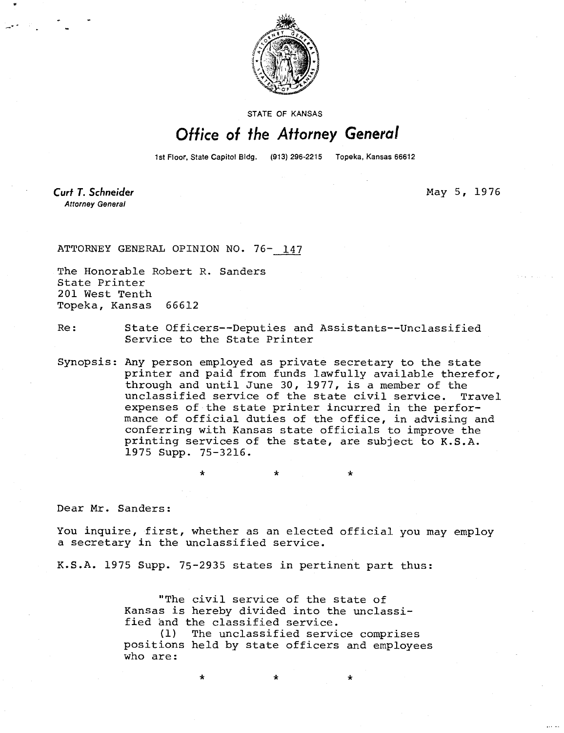STATE OF KANSAS

# Office of the Attorney General

1st Floor, State Capitol Bldg. (913) 296-2215 Topeka, Kansas 66612

**Curt T. Schneider**
*Attorney General*

May 5, 1976

ATTORNEY GENERAL OPINION NO. 76- 147

The Honorable Robert R. Sanders
State Printer
201 West Tenth
Topeka, Kansas 66612

Re: State Officers--Deputies and Assistants--Unclassified Service to the State Printer

Synopsis: Any person employed as private secretary to the state printer and paid from funds lawfully available therefor, through and until June 30, 1977, is a member of the unclassified service of the state civil service. Travel expenses of the state printer incurred in the performance of official duties of the office, in advising and conferring with Kansas state officials to improve the printing services of the state, are subject to K.S.A. 1975 Supp. 75-3216.

\* \* \*

Dear Mr. Sanders:

You inquire, first, whether as an elected official you may employ a secretary in the unclassified service.

K.S.A. 1975 Supp. 75-2935 states in pertinent part thus:

> "The civil service of the state of Kansas is hereby divided into the unclassified and the classified service.
>
> (1) The unclassified service comprises positions held by state officers and employees who are:
>
> \* \* \*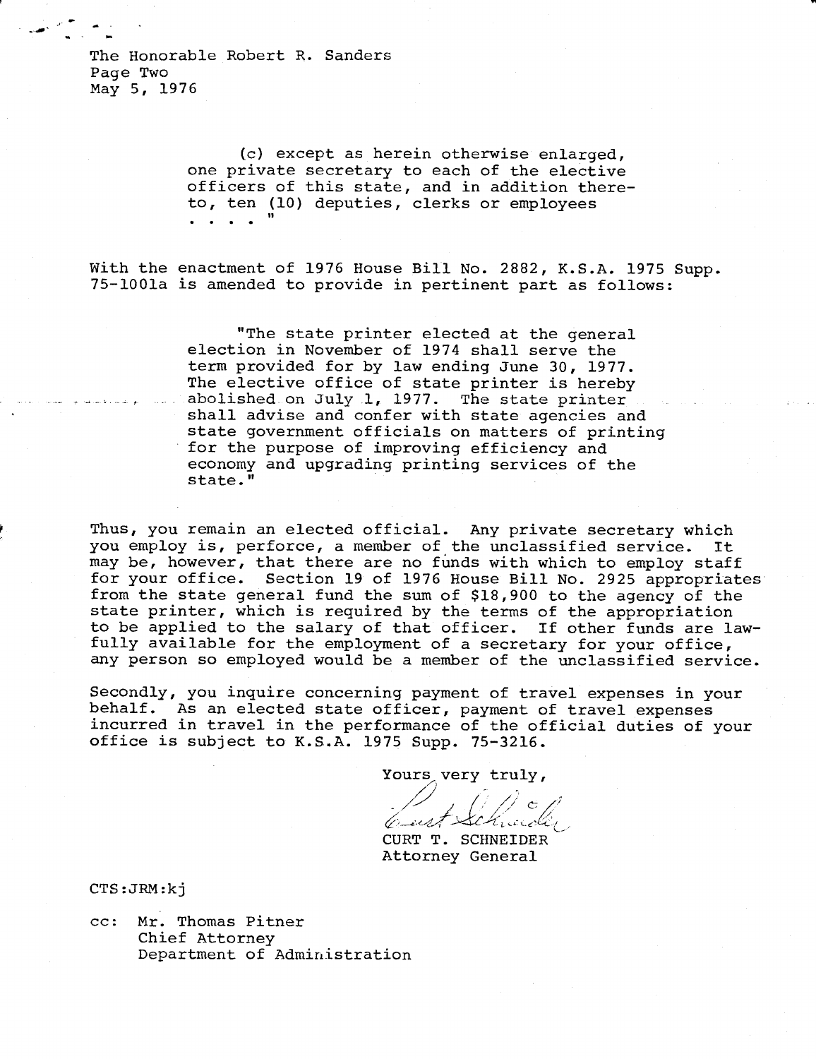The Honorable Robert R. Sanders
Page Two
May 5, 1976

> (c) except as herein otherwise enlarged, one private secretary to each of the elective officers of this state, and in addition thereto, ten (10) deputies, clerks or employees . . . . "

With the enactment of 1976 House Bill No. 2882, K.S.A. 1975 Supp. 75-1001a is amended to provide in pertinent part as follows:

> "The state printer elected at the general election in November of 1974 shall serve the term provided for by law ending June 30, 1977. The elective office of state printer is hereby abolished on July 1, 1977. The state printer shall advise and confer with state agencies and state government officials on matters of printing for the purpose of improving efficiency and economy and upgrading printing services of the state."

Thus, you remain an elected official. Any private secretary which you employ is, perforce, a member of the unclassified service. It may be, however, that there are no funds with which to employ staff for your office. Section 19 of 1976 House Bill No. 2925 appropriates from the state general fund the sum of $18,900 to the agency of the state printer, which is required by the terms of the appropriation to be applied to the salary of that officer. If other funds are lawfully available for the employment of a secretary for your office, any person so employed would be a member of the unclassified service.

Secondly, you inquire concerning payment of travel expenses in your behalf. As an elected state officer, payment of travel expenses incurred in travel in the performance of the official duties of your office is subject to K.S.A. 1975 Supp. 75-3216.

Yours very truly,

CURT T. SCHNEIDER
Attorney General

CTS:JRM:kj

cc: Mr. Thomas Pitner
Chief Attorney
Department of Administration